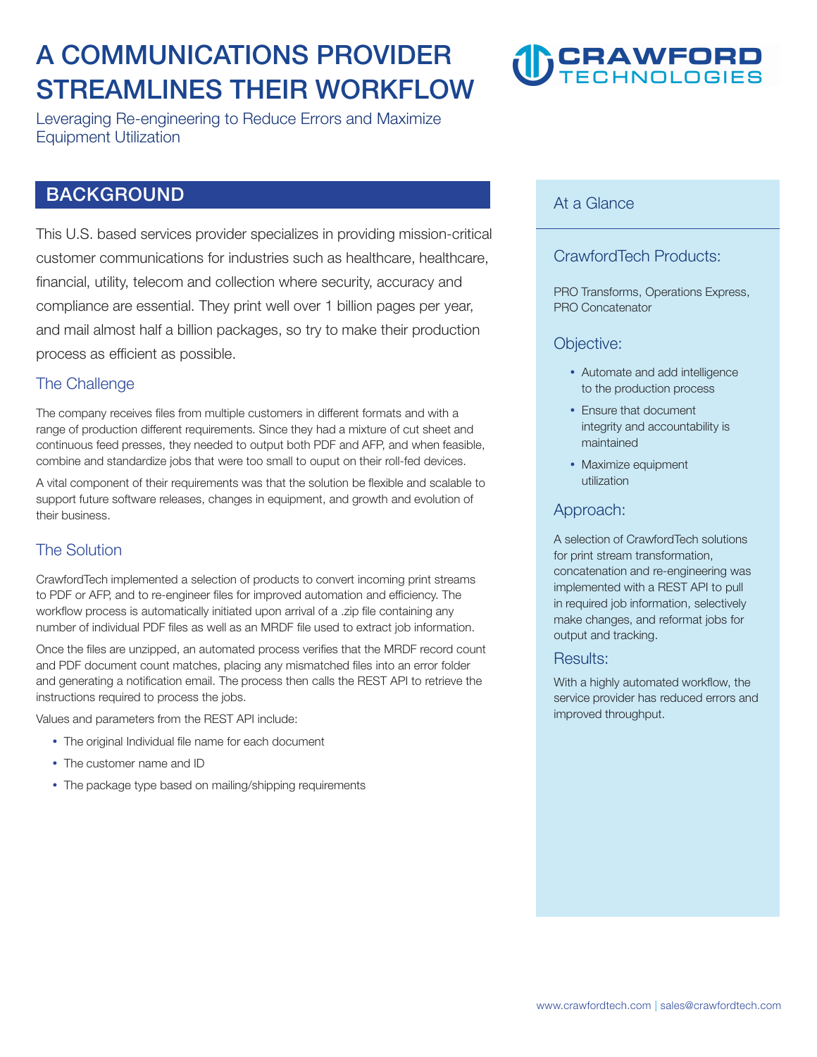# A COMMUNICATIONS PROVIDER STREAMLINES THEIR WORKFLOW

Leveraging Re-engineering to Reduce Errors and Maximize Equipment Utilization

## BACKGROUND

This U.S. based services provider specializes in providing mission-critical customer communications for industries such as healthcare, healthcare, financial, utility, telecom and collection where security, accuracy and compliance are essential. They print well over 1 billion pages per year, and mail almost half a billion packages, so try to make their production process as efficient as possible.

### The Challenge

The company receives files from multiple customers in different formats and with a range of production different requirements. Since they had a mixture of cut sheet and continuous feed presses, they needed to output both PDF and AFP, and when feasible, combine and standardize jobs that were too small to ouput on their roll-fed devices.

A vital component of their requirements was that the solution be flexible and scalable to support future software releases, changes in equipment, and growth and evolution of their business.

### The Solution

CrawfordTech implemented a selection of products to convert incoming print streams to PDF or AFP, and to re-engineer files for improved automation and efficiency. The workflow process is automatically initiated upon arrival of a .zip file containing any number of individual PDF files as well as an MRDF file used to extract job information.

Once the files are unzipped, an automated process verifies that the MRDF record count and PDF document count matches, placing any mismatched files into an error folder and generating a notification email. The process then calls the REST API to retrieve the instructions required to process the jobs.

Values and parameters from the REST API include:

- The original Individual file name for each document
- The customer name and ID
- The package type based on mailing/shipping requirements

## At a Glance

### CrawfordTech Products:

PRO Transforms, Operations Express, PRO Concatenator

### Objective:

- Automate and add intelligence to the production process
- Ensure that document integrity and accountability is maintained
- Maximize equipment utilization

### Approach:

A selection of CrawfordTech solutions for print stream transformation, concatenation and re-engineering was implemented with a REST API to pull in required job information, selectively make changes, and reformat jobs for output and tracking.

### Results:

With a highly automated workflow, the service provider has reduced errors and improved throughput.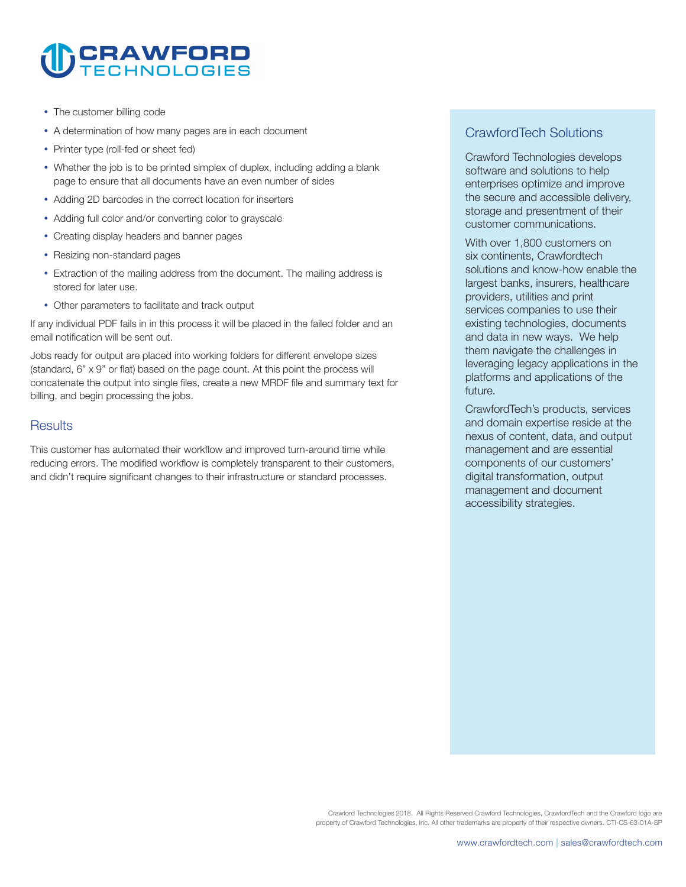- The customer billing code
- A determination of how many pages are in each document
- Printer type (roll-fed or sheet fed)
- Whether the job is to be printed simplex of duplex, including adding a blank page to ensure that all documents have an even number of sides
- Adding 2D barcodes in the correct location for inserters
- Adding full color and/or converting color to grayscale
- Creating display headers and banner pages
- Resizing non-standard pages
- Extraction of the mailing address from the document. The mailing address is stored for later use.
- Other parameters to facilitate and track output

If any individual PDF fails in in this process it will be placed in the failed folder and an email notification will be sent out.

Jobs ready for output are placed into working folders for different envelope sizes (standard, 6" x 9" or flat) based on the page count. At this point the process will concatenate the output into single files, create a new MRDF file and summary text for billing, and begin processing the jobs.

## Results

This customer has automated their workflow and improved turn-around time while reducing errors. The modified workflow is completely transparent to their customers, and didn't require significant changes to their infrastructure or standard processes.

## CrawfordTech Solutions

Crawford Technologies develops software and solutions to help enterprises optimize and improve the secure and accessible delivery, storage and presentment of their customer communications.

With over 1,800 customers on six continents, Crawfordtech solutions and know-how enable the largest banks, insurers, healthcare providers, utilities and print services companies to use their existing technologies, documents and data in new ways. We help them navigate the challenges in leveraging legacy applications in the platforms and applications of the future.

CrawfordTech's products, services and domain expertise reside at the nexus of content, data, and output management and are essential components of our customers' digital transformation, output management and document accessibility strategies.

Crawford Technologies 2018. All Rights Reserved Crawford Technologies, CrawfordTech and the Crawford logo are property of Crawford Technologies, Inc. All other trademarks are property of their respective owners. CTI-CS-63-01A-SP

www.crawfordtech.com | sales@crawfordtech.com